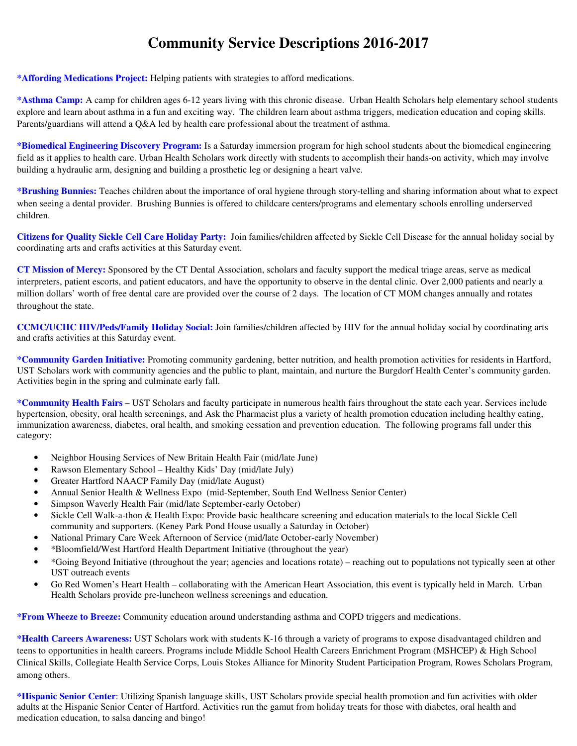# Community Service Descriptions 2016-2017

**\*Affording Medications Project:** Helping patients with strategies to afford medications.

**\*Asthma Camp:** A camp for children ages 6-12 years living with this chronic disease. Urban Health Scholars help elementary school students explore and learn about asthma in a fun and exciting way. The children learn about asthma triggers, medication education and coping skills. Parents/guardians will attend a Q&A led by health care professional about the treatment of asthma.

**\*Biomedical Engineering Discovery Program:** Is a Saturday immersion program for high school students about the biomedical engineering field as it applies to health care. Urban Health Scholars work directly with students to accomplish their hands-on activity, which may involve building a hydraulic arm, designing and building a prosthetic leg or designing a heart valve.

**\*Brushing Bunnies:** Teaches children about the importance of oral hygiene through story-telling and sharing information about what to expect when seeing a dental provider. Brushing Bunnies is offered to childcare centers/programs and elementary schools enrolling underserved children.

**Citizens for Quality Sickle Cell Care Holiday Party:** Join families/children affected by Sickle Cell Disease for the annual holiday social by coordinating arts and crafts activities at this Saturday event.

**CT Mission of Mercy:** Sponsored by the CT Dental Association, scholars and faculty support the medical triage areas, serve as medical interpreters, patient escorts, and patient educators, and have the opportunity to observe in the dental clinic. Over 2,000 patients and nearly a million dollars' worth of free dental care are provided over the course of 2 days. The location of CT MOM changes annually and rotates throughout the state.

**CCMC/UCHC HIV/Peds/Family Holiday Social:** Join families/children affected by HIV for the annual holiday social by coordinating arts and crafts activities at this Saturday event.

**\*Community Garden Initiative:** Promoting community gardening, better nutrition, and health promotion activities for residents in Hartford, UST Scholars work with community agencies and the public to plant, maintain, and nurture the Burgdorf Health Center's community garden. Activities begin in the spring and culminate early fall.

**\*Community Health Fairs** – UST Scholars and faculty participate in numerous health fairs throughout the state each year. Services include hypertension, obesity, oral health screenings, and Ask the Pharmacist plus a variety of health promotion education including healthy eating, immunization awareness, diabetes, oral health, and smoking cessation and prevention education. The following programs fall under this category:

- Neighbor Housing Services of New Britain Health Fair (mid/late June)
- Rawson Elementary School – Healthy Kids' Day (mid/late July)
- Greater Hartford NAACP Family Day (mid/late August)
- Annual Senior Health & Wellness Expo (mid-September, South End Wellness Senior Center)
- Simpson Waverly Health Fair (mid/late September-early October)
- Sickle Cell Walk-a-thon & Health Expo: Provide basic healthcare screening and education materials to the local Sickle Cell community and supporters. (Keney Park Pond House usually a Saturday in October)
- National Primary Care Week Afternoon of Service (mid/late October-early November)
- \*Bloomfield/West Hartford Health Department Initiative (throughout the year)
- \*Going Beyond Initiative (throughout the year; agencies and locations rotate) – reaching out to populations not typically seen at other UST outreach events
- Go Red Women's Heart Health – collaborating with the American Heart Association, this event is typically held in March. Urban Health Scholars provide pre-luncheon wellness screenings and education.

**\*From Wheeze to Breeze:** Community education around understanding asthma and COPD triggers and medications.

**\*Health Careers Awareness:** UST Scholars work with students K-16 through a variety of programs to expose disadvantaged children and teens to opportunities in health careers. Programs include Middle School Health Careers Enrichment Program (MSHCEP) & High School Clinical Skills, Collegiate Health Service Corps, Louis Stokes Alliance for Minority Student Participation Program, Rowes Scholars Program, among others.

**\*Hispanic Senior Center**: Utilizing Spanish language skills, UST Scholars provide special health promotion and fun activities with older adults at the Hispanic Senior Center of Hartford. Activities run the gamut from holiday treats for those with diabetes, oral health and medication education, to salsa dancing and bingo!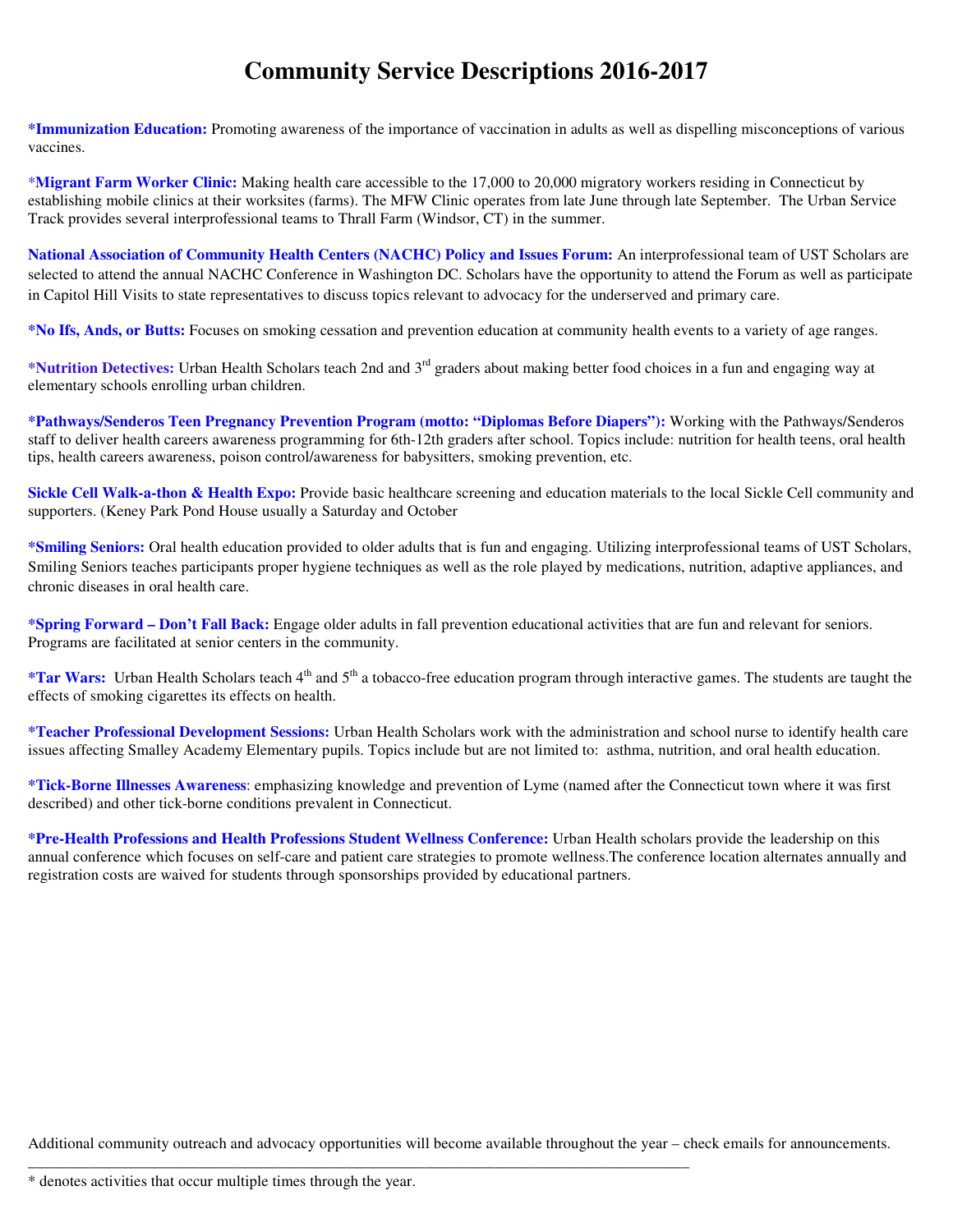# Community Service Descriptions 2016-2017

**\*Immunization Education:** Promoting awareness of the importance of vaccination in adults as well as dispelling misconceptions of various vaccines.

**\*Migrant Farm Worker Clinic:** Making health care accessible to the 17,000 to 20,000 migratory workers residing in Connecticut by establishing mobile clinics at their worksites (farms). The MFW Clinic operates from late June through late September. The Urban Service Track provides several interprofessional teams to Thrall Farm (Windsor, CT) in the summer.

**National Association of Community Health Centers (NACHC) Policy and Issues Forum:** An interprofessional team of UST Scholars are selected to attend the annual NACHC Conference in Washington DC. Scholars have the opportunity to attend the Forum as well as participate in Capitol Hill Visits to state representatives to discuss topics relevant to advocacy for the underserved and primary care.

**\*No Ifs, Ands, or Butts:** Focuses on smoking cessation and prevention education at community health events to a variety of age ranges.

**\*Nutrition Detectives:** Urban Health Scholars teach 2nd and 3rd graders about making better food choices in a fun and engaging way at elementary schools enrolling urban children.

**\*Pathways/Senderos Teen Pregnancy Prevention Program (motto: "Diplomas Before Diapers"):** Working with the Pathways/Senderos staff to deliver health careers awareness programming for 6th-12th graders after school. Topics include: nutrition for health teens, oral health tips, health careers awareness, poison control/awareness for babysitters, smoking prevention, etc.

**Sickle Cell Walk-a-thon & Health Expo:** Provide basic healthcare screening and education materials to the local Sickle Cell community and supporters. (Keney Park Pond House usually a Saturday and October

**\*Smiling Seniors:** Oral health education provided to older adults that is fun and engaging. Utilizing interprofessional teams of UST Scholars, Smiling Seniors teaches participants proper hygiene techniques as well as the role played by medications, nutrition, adaptive appliances, and chronic diseases in oral health care.

**\*Spring Forward – Don't Fall Back:** Engage older adults in fall prevention educational activities that are fun and relevant for seniors. Programs are facilitated at senior centers in the community.

**\*Tar Wars:** Urban Health Scholars teach 4th and 5th a tobacco-free education program through interactive games. The students are taught the effects of smoking cigarettes its effects on health.

**\*Teacher Professional Development Sessions:** Urban Health Scholars work with the administration and school nurse to identify health care issues affecting Smalley Academy Elementary pupils. Topics include but are not limited to: asthma, nutrition, and oral health education.

**\*Tick-Borne Illnesses Awareness**: emphasizing knowledge and prevention of Lyme (named after the Connecticut town where it was first described) and other tick-borne conditions prevalent in Connecticut.

**\*Pre-Health Professions and Health Professions Student Wellness Conference:** Urban Health scholars provide the leadership on this annual conference which focuses on self-care and patient care strategies to promote wellness.The conference location alternates annually and registration costs are waived for students through sponsorships provided by educational partners.

Additional community outreach and advocacy opportunities will become available throughout the year – check emails for announcements.

---

\* denotes activities that occur multiple times through the year.